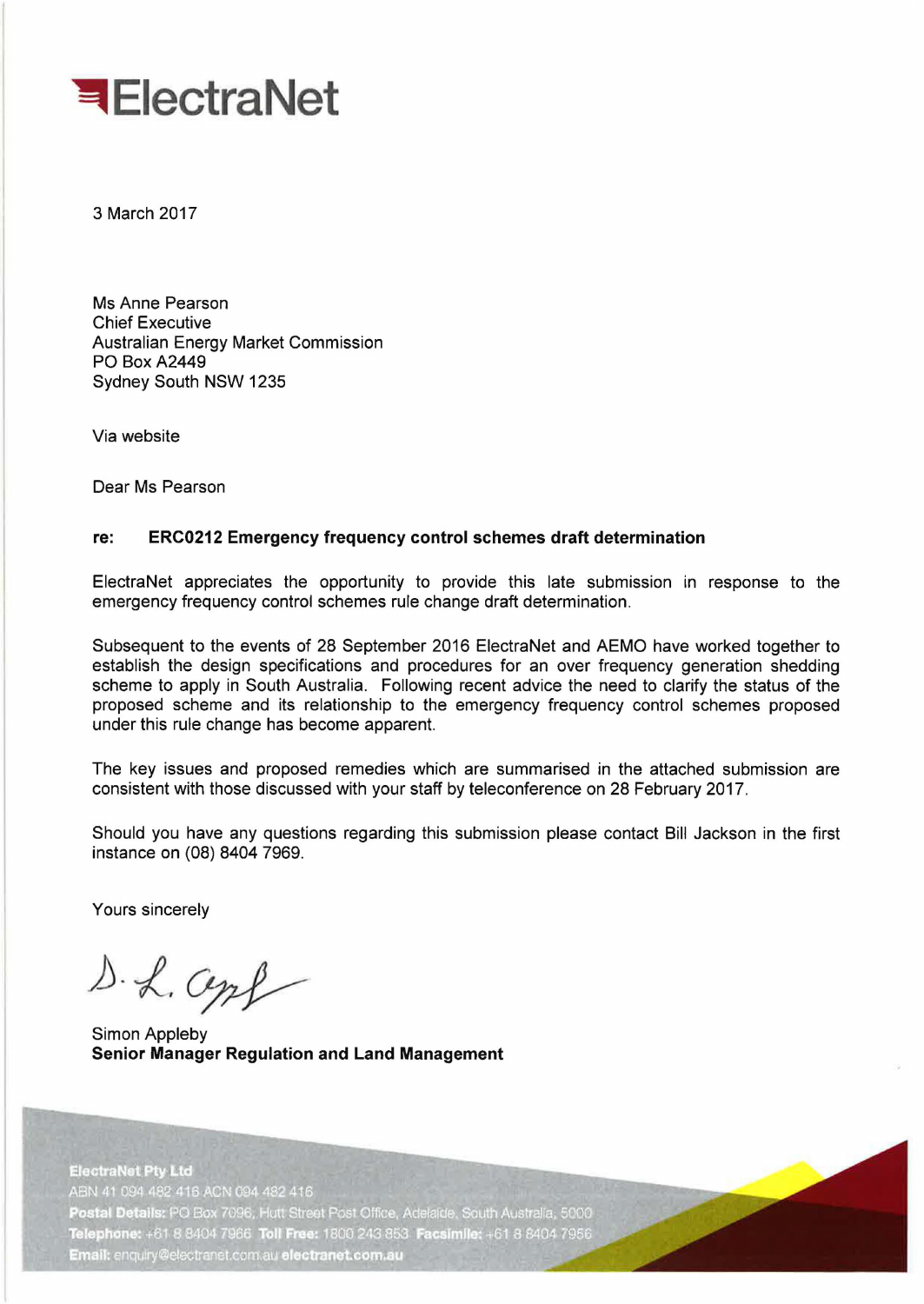# ElectraNet

3 March 2017

Ms Anne Pearson
Chief Executive
Australian Energy Market Commission
PO Box A2449
Sydney South NSW 1235

Via website

Dear Ms Pearson

**re: ERC0212 Emergency frequency control schemes draft determination**

ElectraNet appreciates the opportunity to provide this late submission in response to the emergency frequency control schemes rule change draft determination.

Subsequent to the events of 28 September 2016 ElectraNet and AEMO have worked together to establish the design specifications and procedures for an over frequency generation shedding scheme to apply in South Australia. Following recent advice the need to clarify the status of the proposed scheme and its relationship to the emergency frequency control schemes proposed under this rule change has become apparent.

The key issues and proposed remedies which are summarised in the attached submission are consistent with those discussed with your staff by teleconference on 28 February 2017.

Should you have any questions regarding this submission please contact Bill Jackson in the first instance on (08) 8404 7969.

Yours sincerely

Simon Appleby
**Senior Manager Regulation and Land Management**

**ElectraNet Pty Ltd**
ABN 41 094 482 416 ACN 094 482 416
**Postal Details:** PO Box 7096, Hutt Street Post Office, Adelaide, South Australia, 5000
**Telephone:** +61 8 8404 7966 **Toll Free:** 1800 243 853 **Facsimile:** +61 8 8404 7956
**Email:** enquiry@electranet.com.au **electranet.com.au**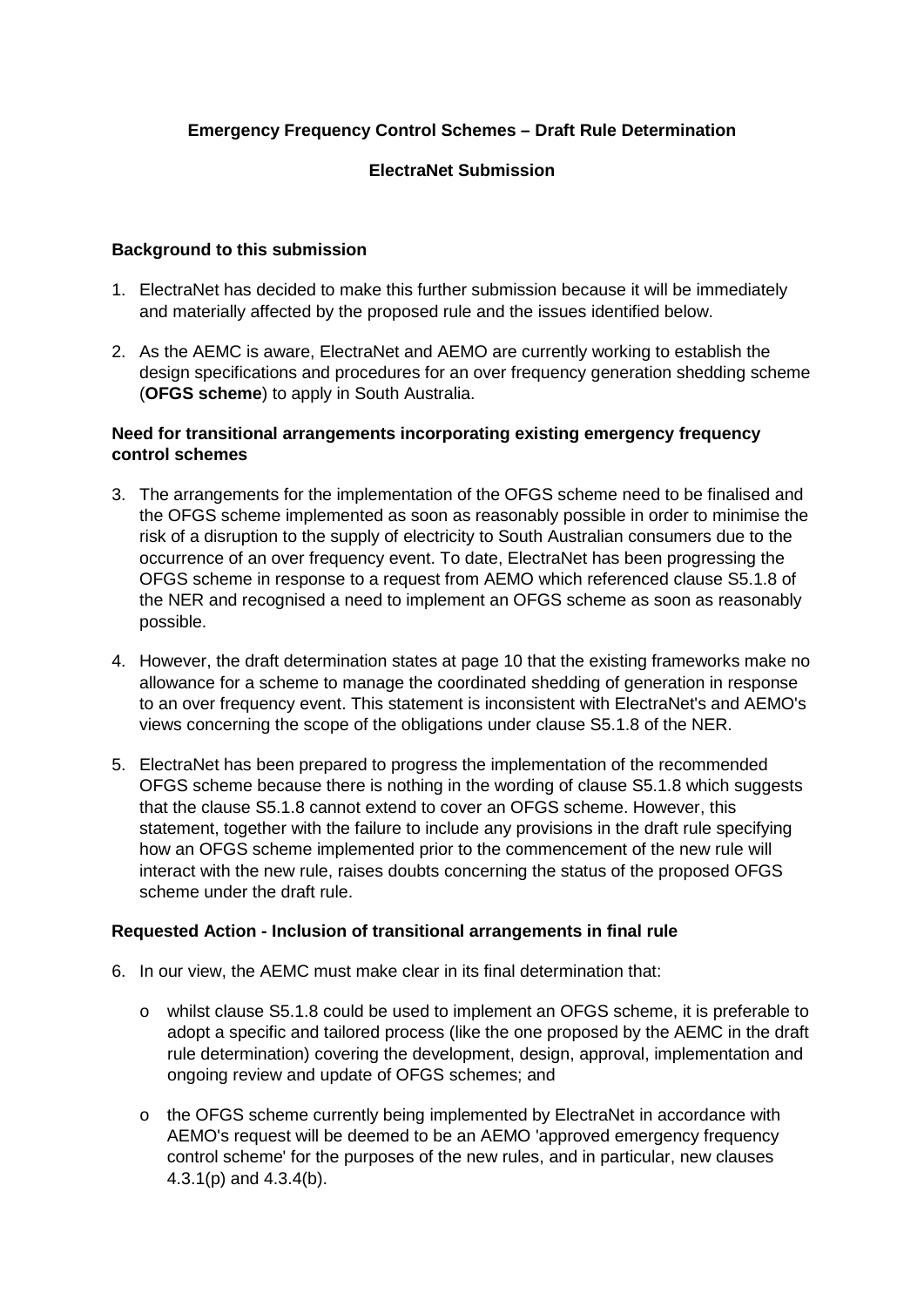**Emergency Frequency Control Schemes – Draft Rule Determination**

**ElectraNet Submission**

**Background to this submission**

1. ElectraNet has decided to make this further submission because it will be immediately and materially affected by the proposed rule and the issues identified below.

2. As the AEMC is aware, ElectraNet and AEMO are currently working to establish the design specifications and procedures for an over frequency generation shedding scheme (**OFGS scheme**) to apply in South Australia.

**Need for transitional arrangements incorporating existing emergency frequency control schemes**

3. The arrangements for the implementation of the OFGS scheme need to be finalised and the OFGS scheme implemented as soon as reasonably possible in order to minimise the risk of a disruption to the supply of electricity to South Australian consumers due to the occurrence of an over frequency event. To date, ElectraNet has been progressing the OFGS scheme in response to a request from AEMO which referenced clause S5.1.8 of the NER and recognised a need to implement an OFGS scheme as soon as reasonably possible.

4. However, the draft determination states at page 10 that the existing frameworks make no allowance for a scheme to manage the coordinated shedding of generation in response to an over frequency event. This statement is inconsistent with ElectraNet's and AEMO's views concerning the scope of the obligations under clause S5.1.8 of the NER.

5. ElectraNet has been prepared to progress the implementation of the recommended OFGS scheme because there is nothing in the wording of clause S5.1.8 which suggests that the clause S5.1.8 cannot extend to cover an OFGS scheme. However, this statement, together with the failure to include any provisions in the draft rule specifying how an OFGS scheme implemented prior to the commencement of the new rule will interact with the new rule, raises doubts concerning the status of the proposed OFGS scheme under the draft rule.

**Requested Action - Inclusion of transitional arrangements in final rule**

6. In our view, the AEMC must make clear in its final determination that:

   - whilst clause S5.1.8 could be used to implement an OFGS scheme, it is preferable to adopt a specific and tailored process (like the one proposed by the AEMC in the draft rule determination) covering the development, design, approval, implementation and ongoing review and update of OFGS schemes; and

   - the OFGS scheme currently being implemented by ElectraNet in accordance with AEMO's request will be deemed to be an AEMO 'approved emergency frequency control scheme' for the purposes of the new rules, and in particular, new clauses 4.3.1(p) and 4.3.4(b).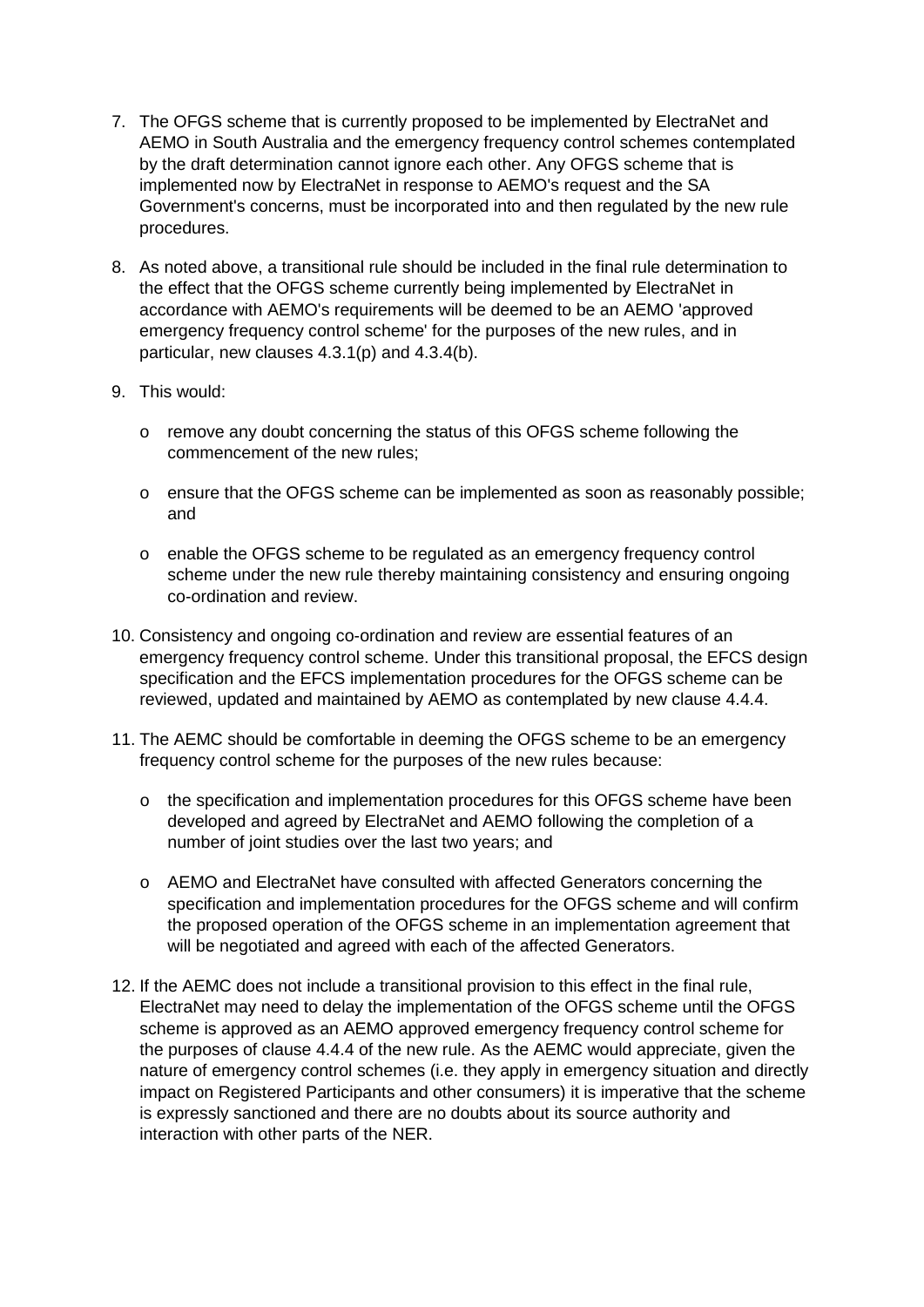7. The OFGS scheme that is currently proposed to be implemented by ElectraNet and AEMO in South Australia and the emergency frequency control schemes contemplated by the draft determination cannot ignore each other. Any OFGS scheme that is implemented now by ElectraNet in response to AEMO's request and the SA Government's concerns, must be incorporated into and then regulated by the new rule procedures.

8. As noted above, a transitional rule should be included in the final rule determination to the effect that the OFGS scheme currently being implemented by ElectraNet in accordance with AEMO's requirements will be deemed to be an AEMO 'approved emergency frequency control scheme' for the purposes of the new rules, and in particular, new clauses 4.3.1(p) and 4.3.4(b).

9. This would:

   - remove any doubt concerning the status of this OFGS scheme following the commencement of the new rules;
   - ensure that the OFGS scheme can be implemented as soon as reasonably possible; and
   - enable the OFGS scheme to be regulated as an emergency frequency control scheme under the new rule thereby maintaining consistency and ensuring ongoing co-ordination and review.

10. Consistency and ongoing co-ordination and review are essential features of an emergency frequency control scheme. Under this transitional proposal, the EFCS design specification and the EFCS implementation procedures for the OFGS scheme can be reviewed, updated and maintained by AEMO as contemplated by new clause 4.4.4.

11. The AEMC should be comfortable in deeming the OFGS scheme to be an emergency frequency control scheme for the purposes of the new rules because:

    - the specification and implementation procedures for this OFGS scheme have been developed and agreed by ElectraNet and AEMO following the completion of a number of joint studies over the last two years; and
    - AEMO and ElectraNet have consulted with affected Generators concerning the specification and implementation procedures for the OFGS scheme and will confirm the proposed operation of the OFGS scheme in an implementation agreement that will be negotiated and agreed with each of the affected Generators.

12. If the AEMC does not include a transitional provision to this effect in the final rule, ElectraNet may need to delay the implementation of the OFGS scheme until the OFGS scheme is approved as an AEMO approved emergency frequency control scheme for the purposes of clause 4.4.4 of the new rule. As the AEMC would appreciate, given the nature of emergency control schemes (i.e. they apply in emergency situation and directly impact on Registered Participants and other consumers) it is imperative that the scheme is expressly sanctioned and there are no doubts about its source authority and interaction with other parts of the NER.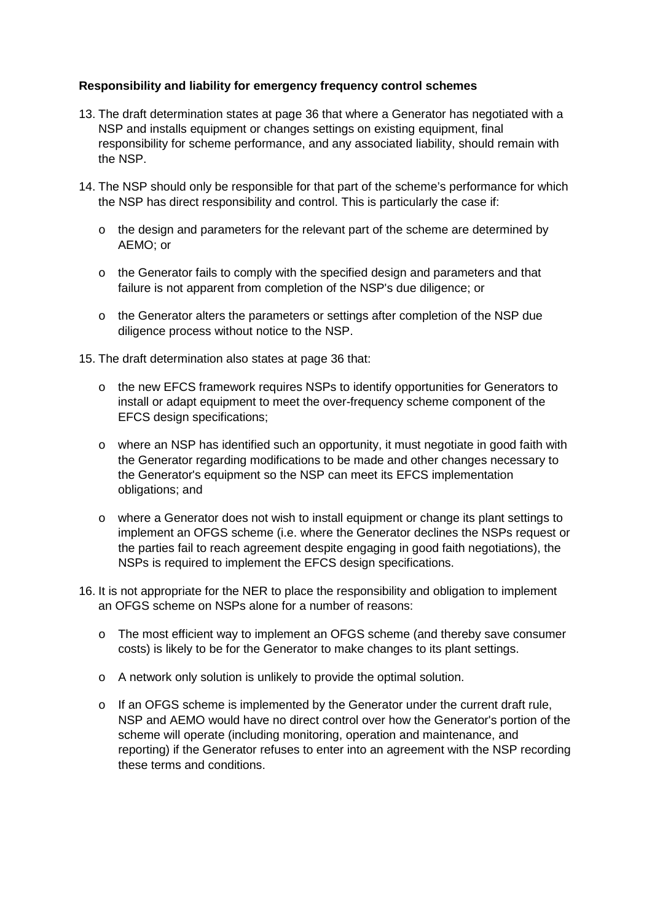**Responsibility and liability for emergency frequency control schemes**

13. The draft determination states at page 36 that where a Generator has negotiated with a NSP and installs equipment or changes settings on existing equipment, final responsibility for scheme performance, and any associated liability, should remain with the NSP.

14. The NSP should only be responsible for that part of the scheme's performance for which the NSP has direct responsibility and control. This is particularly the case if:

    - the design and parameters for the relevant part of the scheme are determined by AEMO; or
    - the Generator fails to comply with the specified design and parameters and that failure is not apparent from completion of the NSP's due diligence; or
    - the Generator alters the parameters or settings after completion of the NSP due diligence process without notice to the NSP.

15. The draft determination also states at page 36 that:

    - the new EFCS framework requires NSPs to identify opportunities for Generators to install or adapt equipment to meet the over-frequency scheme component of the EFCS design specifications;
    - where an NSP has identified such an opportunity, it must negotiate in good faith with the Generator regarding modifications to be made and other changes necessary to the Generator's equipment so the NSP can meet its EFCS implementation obligations; and
    - where a Generator does not wish to install equipment or change its plant settings to implement an OFGS scheme (i.e. where the Generator declines the NSPs request or the parties fail to reach agreement despite engaging in good faith negotiations), the NSPs is required to implement the EFCS design specifications.

16. It is not appropriate for the NER to place the responsibility and obligation to implement an OFGS scheme on NSPs alone for a number of reasons:

    - The most efficient way to implement an OFGS scheme (and thereby save consumer costs) is likely to be for the Generator to make changes to its plant settings.
    - A network only solution is unlikely to provide the optimal solution.
    - If an OFGS scheme is implemented by the Generator under the current draft rule, NSP and AEMO would have no direct control over how the Generator's portion of the scheme will operate (including monitoring, operation and maintenance, and reporting) if the Generator refuses to enter into an agreement with the NSP recording these terms and conditions.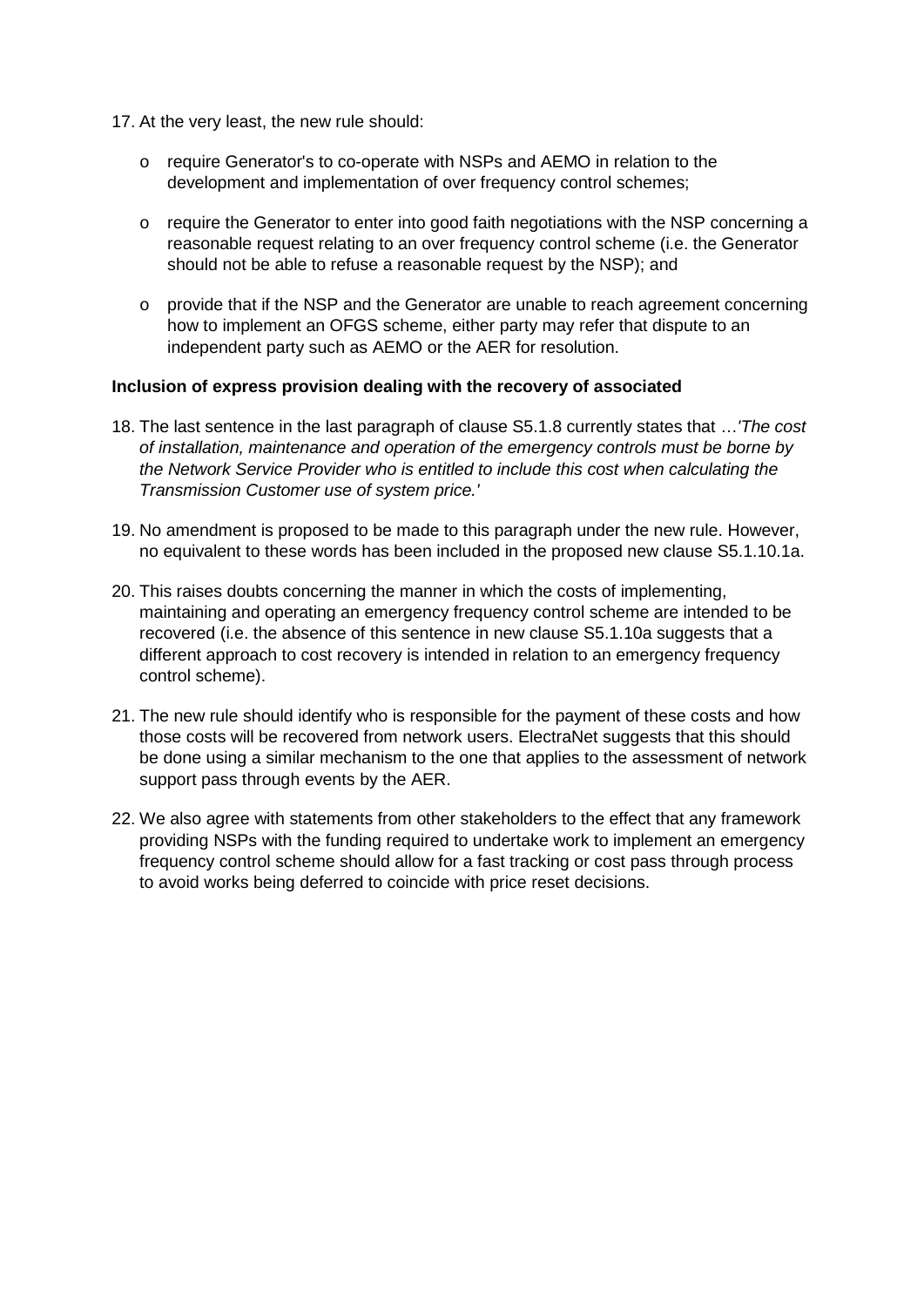17. At the very least, the new rule should:

    - require Generator's to co-operate with NSPs and AEMO in relation to the development and implementation of over frequency control schemes;

    - require the Generator to enter into good faith negotiations with the NSP concerning a reasonable request relating to an over frequency control scheme (i.e. the Generator should not be able to refuse a reasonable request by the NSP); and

    - provide that if the NSP and the Generator are unable to reach agreement concerning how to implement an OFGS scheme, either party may refer that dispute to an independent party such as AEMO or the AER for resolution.

**Inclusion of express provision dealing with the recovery of associated**

18. The last sentence in the last paragraph of clause S5.1.8 currently states that …*'The cost of installation, maintenance and operation of the emergency controls must be borne by the Network Service Provider who is entitled to include this cost when calculating the Transmission Customer use of system price.'*

19. No amendment is proposed to be made to this paragraph under the new rule. However, no equivalent to these words has been included in the proposed new clause S5.1.10.1a.

20. This raises doubts concerning the manner in which the costs of implementing, maintaining and operating an emergency frequency control scheme are intended to be recovered (i.e. the absence of this sentence in new clause S5.1.10a suggests that a different approach to cost recovery is intended in relation to an emergency frequency control scheme).

21. The new rule should identify who is responsible for the payment of these costs and how those costs will be recovered from network users. ElectraNet suggests that this should be done using a similar mechanism to the one that applies to the assessment of network support pass through events by the AER.

22. We also agree with statements from other stakeholders to the effect that any framework providing NSPs with the funding required to undertake work to implement an emergency frequency control scheme should allow for a fast tracking or cost pass through process to avoid works being deferred to coincide with price reset decisions.